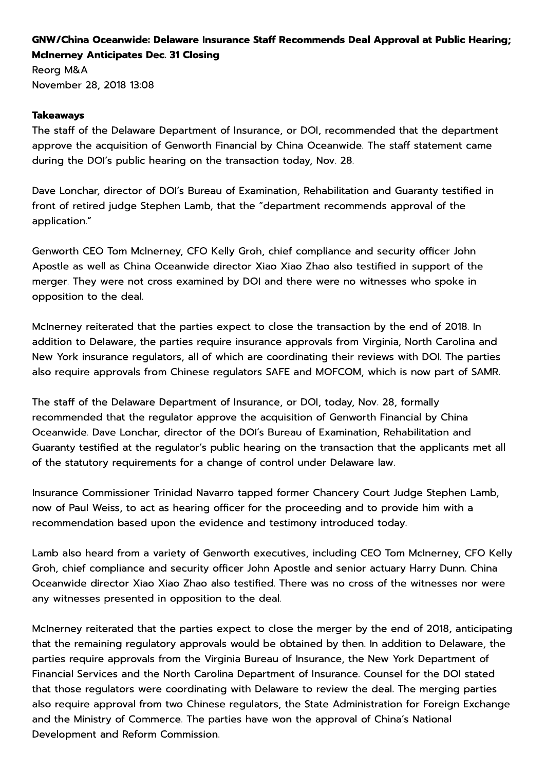**GNW/China Oceanwide: Delaware Insurance Staff Recommends Deal Approval at Public Hearing; McInerney Anticipates Dec. 31 Closing**

Reorg M&A

November 28, 2018 13:08

**Takeaways**

The staff of the Delaware Department of Insurance, or DOI, recommended that the department approve the acquisition of Genworth Financial by China Oceanwide. The staff statement came during the DOI's public hearing on the transaction today, Nov. 28.

Dave Lonchar, director of DOI's Bureau of Examination, Rehabilitation and Guaranty testified in front of retired judge Stephen Lamb, that the "department recommends approval of the application."

Genworth CEO Tom McInerney, CFO Kelly Groh, chief compliance and security officer John Apostle as well as China Oceanwide director Xiao Xiao Zhao also testified in support of the merger. They were not cross examined by DOI and there were no witnesses who spoke in opposition to the deal.

McInerney reiterated that the parties expect to close the transaction by the end of 2018. In addition to Delaware, the parties require insurance approvals from Virginia, North Carolina and New York insurance regulators, all of which are coordinating their reviews with DOI. The parties also require approvals from Chinese regulators SAFE and MOFCOM, which is now part of SAMR.

The staff of the Delaware Department of Insurance, or DOI, today, Nov. 28, formally recommended that the regulator approve the acquisition of Genworth Financial by China Oceanwide. Dave Lonchar, director of the DOI's Bureau of Examination, Rehabilitation and Guaranty testified at the regulator's public hearing on the transaction that the applicants met all of the statutory requirements for a change of control under Delaware law.

Insurance Commissioner Trinidad Navarro tapped former Chancery Court Judge Stephen Lamb, now of Paul Weiss, to act as hearing officer for the proceeding and to provide him with a recommendation based upon the evidence and testimony introduced today.

Lamb also heard from a variety of Genworth executives, including CEO Tom McInerney, CFO Kelly Groh, chief compliance and security officer John Apostle and senior actuary Harry Dunn. China Oceanwide director Xiao Xiao Zhao also testified. There was no cross of the witnesses nor were any witnesses presented in opposition to the deal.

McInerney reiterated that the parties expect to close the merger by the end of 2018, anticipating that the remaining regulatory approvals would be obtained by then. In addition to Delaware, the parties require approvals from the Virginia Bureau of Insurance, the New York Department of Financial Services and the North Carolina Department of Insurance. Counsel for the DOI stated that those regulators were coordinating with Delaware to review the deal. The merging parties also require approval from two Chinese regulators, the State Administration for Foreign Exchange and the Ministry of Commerce. The parties have won the approval of China's National Development and Reform Commission.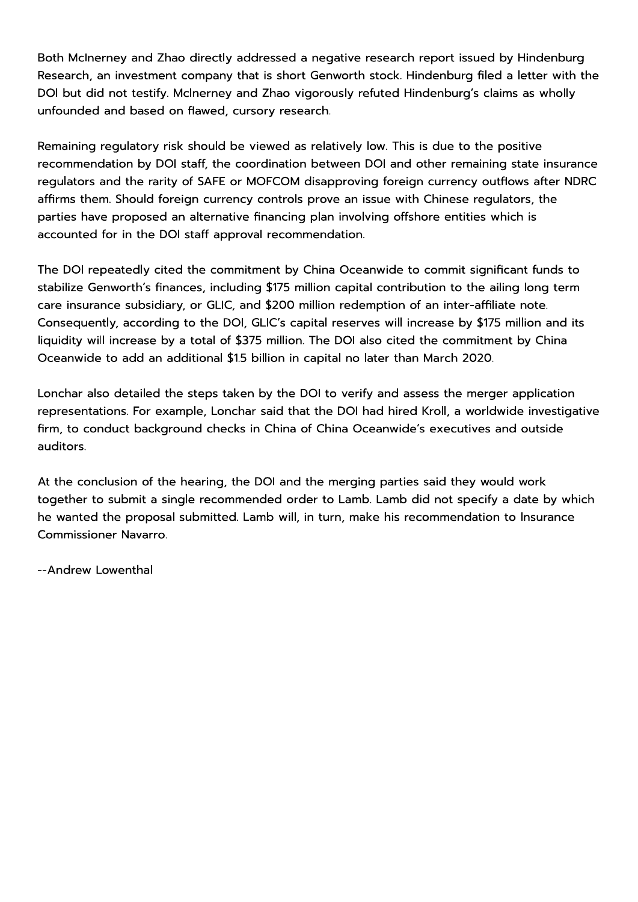Both McInerney and Zhao directly addressed a negative research report issued by Hindenburg Research, an investment company that is short Genworth stock. Hindenburg filed a letter with the DOI but did not testify. McInerney and Zhao vigorously refuted Hindenburg's claims as wholly unfounded and based on flawed, cursory research.

Remaining regulatory risk should be viewed as relatively low. This is due to the positive recommendation by DOI staff, the coordination between DOI and other remaining state insurance regulators and the rarity of SAFE or MOFCOM disapproving foreign currency outflows after NDRC affirms them. Should foreign currency controls prove an issue with Chinese regulators, the parties have proposed an alternative financing plan involving offshore entities which is accounted for in the DOI staff approval recommendation.

The DOI repeatedly cited the commitment by China Oceanwide to commit significant funds to stabilize Genworth's finances, including $175 million capital contribution to the ailing long term care insurance subsidiary, or GLIC, and $200 million redemption of an inter-affiliate note. Consequently, according to the DOI, GLIC's capital reserves will increase by $175 million and its liquidity will increase by a total of $375 million. The DOI also cited the commitment by China Oceanwide to add an additional $1.5 billion in capital no later than March 2020.

Lonchar also detailed the steps taken by the DOI to verify and assess the merger application representations. For example, Lonchar said that the DOI had hired Kroll, a worldwide investigative firm, to conduct background checks in China of China Oceanwide's executives and outside auditors.

At the conclusion of the hearing, the DOI and the merging parties said they would work together to submit a single recommended order to Lamb. Lamb did not specify a date by which he wanted the proposal submitted. Lamb will, in turn, make his recommendation to Insurance Commissioner Navarro.

--Andrew Lowenthal